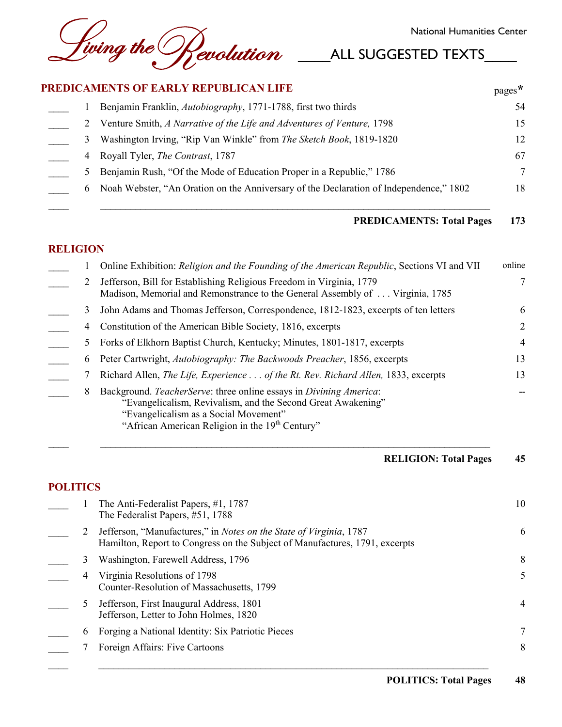*Living the Revolution*

National Humanities Center

# ALL SUGGESTED TEXTS

## PREDICAMENTS OF EARLY REPUBLICAN LIFE

| | # | Text | pages* |
|---|---|---|---|
| ____ | 1 | Benjamin Franklin, *Autobiography*, 1771-1788, first two thirds | 54 |
| ____ | 2 | Venture Smith, *A Narrative of the Life and Adventures of Venture,* 1798 | 15 |
| ____ | 3 | Washington Irving, "Rip Van Winkle" from *The Sketch Book*, 1819-1820 | 12 |
| ____ | 4 | Royall Tyler, *The Contrast*, 1787 | 67 |
| ____ | 5 | Benjamin Rush, "Of the Mode of Education Proper in a Republic," 1786 | 7 |
| ____ | 6 | Noah Webster, "An Oration on the Anniversary of the Declaration of Independence," 1802 | 18 |
| ____ | | ________________________________________ | |
| | | **PREDICAMENTS: Total Pages** | **173** |

## RELIGION

| | # | Text | pages* |
|---|---|---|---|
| ____ | 1 | Online Exhibition: *Religion and the Founding of the American Republic*, Sections VI and VII | online |
| ____ | 2 | Jefferson, Bill for Establishing Religious Freedom in Virginia, 1779<br>Madison, Memorial and Remonstrance to the General Assembly of . . . Virginia, 1785 | 7 |
| ____ | 3 | John Adams and Thomas Jefferson, Correspondence, 1812-1823, excerpts of ten letters | 6 |
| ____ | 4 | Constitution of the American Bible Society, 1816, excerpts | 2 |
| ____ | 5 | Forks of Elkhorn Baptist Church, Kentucky; Minutes, 1801-1817, excerpts | 4 |
| ____ | 6 | Peter Cartwright, *Autobiography: The Backwoods Preacher*, 1856, excerpts | 13 |
| ____ | 7 | Richard Allen, *The Life, Experience . . . of the Rt. Rev. Richard Allen,* 1833, excerpts | 13 |
| ____ | 8 | Background. *TeacherServe*: three online essays in *Divining America*:<br>"Evangelicalism, Revivalism, and the Second Great Awakening"<br>"Evangelicalism as a Social Movement"<br>"African American Religion in the 19th Century" | -- |
| ____ | | ________________________________________ | |
| | | **RELIGION: Total Pages** | **45** |

## POLITICS

| | # | Text | pages* |
|---|---|---|---|
| ____ | 1 | The Anti-Federalist Papers, #1, 1787<br>The Federalist Papers, #51, 1788 | 10 |
| ____ | 2 | Jefferson, "Manufactures," in *Notes on the State of Virginia*, 1787<br>Hamilton, Report to Congress on the Subject of Manufactures, 1791, excerpts | 6 |
| ____ | 3 | Washington, Farewell Address, 1796 | 8 |
| ____ | 4 | Virginia Resolutions of 1798<br>Counter-Resolution of Massachusetts, 1799 | 5 |
| ____ | 5 | Jefferson, First Inaugural Address, 1801<br>Jefferson, Letter to John Holmes, 1820 | 4 |
| ____ | 6 | Forging a National Identity: Six Patriotic Pieces | 7 |
| ____ | 7 | Foreign Affairs: Five Cartoons | 8 |
| ____ | | ________________________________________ | |
| | | **POLITICS: Total Pages** | **48** |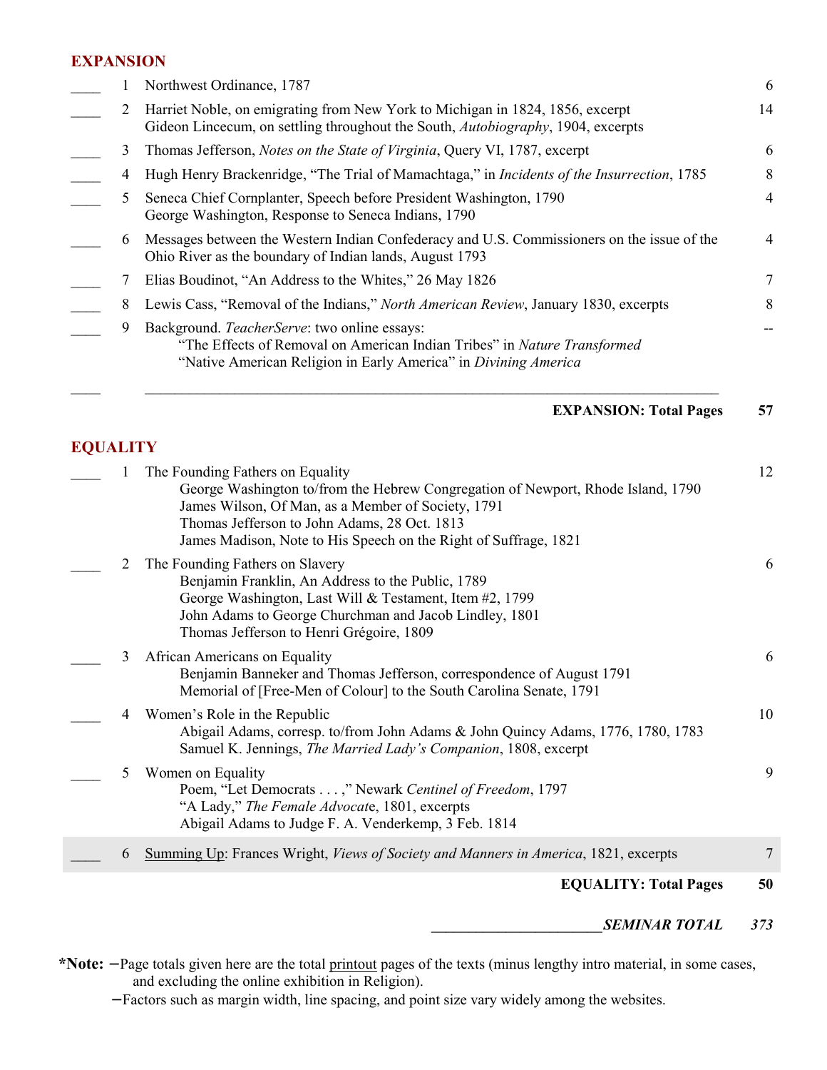## EXPANSION

| | | | |
|---|---|---|---|
| ____ | 1 | Northwest Ordinance, 1787 | 6 |
| ____ | 2 | Harriet Noble, on emigrating from New York to Michigan in 1824, 1856, excerpt<br>Gideon Lincecum, on settling throughout the South, *Autobiography*, 1904, excerpts | 14 |
| ____ | 3 | Thomas Jefferson, *Notes on the State of Virginia*, Query VI, 1787, excerpt | 6 |
| ____ | 4 | Hugh Henry Brackenridge, "The Trial of Mamachtaga," in *Incidents of the Insurrection*, 1785 | 8 |
| ____ | 5 | Seneca Chief Cornplanter, Speech before President Washington, 1790<br>George Washington, Response to Seneca Indians, 1790 | 4 |
| ____ | 6 | Messages between the Western Indian Confederacy and U.S. Commissioners on the issue of the Ohio River as the boundary of Indian lands, August 1793 | 4 |
| ____ | 7 | Elias Boudinot, "An Address to the Whites," 26 May 1826 | 7 |
| ____ | 8 | Lewis Cass, "Removal of the Indians," *North American Review*, January 1830, excerpts | 8 |
| ____ | 9 | Background. *TeacherServe*: two online essays:<br>"The Effects of Removal on American Indian Tribes" in *Nature Transformed*<br>"Native American Religion in Early America" in *Divining America* | -- |
| ____ | | ________________________________________ | |

**EXPANSION: Total Pages 57**

## EQUALITY

| | | | |
|---|---|---|---|
| ____ | 1 | The Founding Fathers on Equality<br>George Washington to/from the Hebrew Congregation of Newport, Rhode Island, 1790<br>James Wilson, Of Man, as a Member of Society, 1791<br>Thomas Jefferson to John Adams, 28 Oct. 1813<br>James Madison, Note to His Speech on the Right of Suffrage, 1821 | 12 |
| ____ | 2 | The Founding Fathers on Slavery<br>Benjamin Franklin, An Address to the Public, 1789<br>George Washington, Last Will & Testament, Item #2, 1799<br>John Adams to George Churchman and Jacob Lindley, 1801<br>Thomas Jefferson to Henri Grégoire, 1809 | 6 |
| ____ | 3 | African Americans on Equality<br>Benjamin Banneker and Thomas Jefferson, correspondence of August 1791<br>Memorial of [Free-Men of Colour] to the South Carolina Senate, 1791 | 6 |
| ____ | 4 | Women's Role in the Republic<br>Abigail Adams, corresp. to/from John Adams & John Quincy Adams, 1776, 1780, 1783<br>Samuel K. Jennings, *The Married Lady's Companion*, 1808, excerpt | 10 |
| ____ | 5 | Women on Equality<br>Poem, "Let Democrats . . . ," Newark *Centinel of Freedom*, 1797<br>"A Lady," *The Female Advocate*, 1801, excerpts<br>Abigail Adams to Judge F. A. Venderkemp, 3 Feb. 1814 | 9 |
| ____ | 6 | Summing Up: Frances Wright, *Views of Society and Manners in America*, 1821, excerpts | 7 |

**EQUALITY: Total Pages 50**

______________________ ***SEMINAR TOTAL 373***

**\*Note:** –Page totals given here are the total printout pages of the texts (minus lengthy intro material, in some cases, and excluding the online exhibition in Religion).
–Factors such as margin width, line spacing, and point size vary widely among the websites.